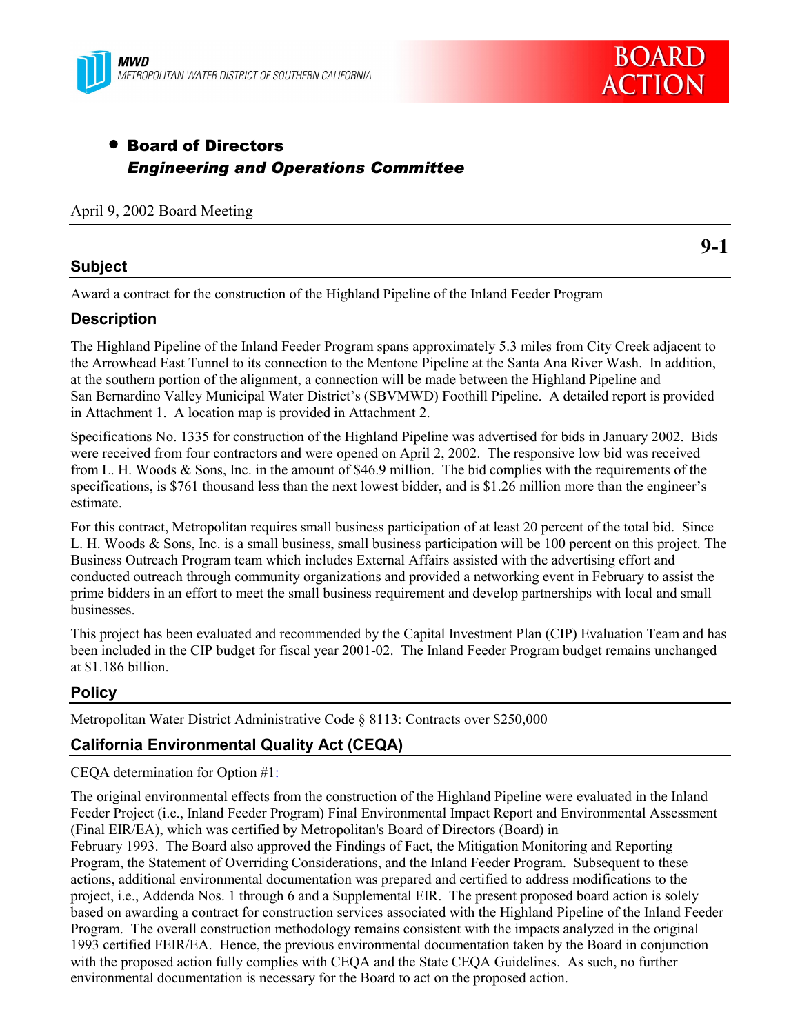MWD
METROPOLITAN WATER DISTRICT OF SOUTHERN CALIFORNIA

BOARD ACTION

- **Board of Directors**
  ***Engineering and Operations Committee***

April 9, 2002 Board Meeting

**9-1**

## Subject

Award a contract for the construction of the Highland Pipeline of the Inland Feeder Program

## Description

The Highland Pipeline of the Inland Feeder Program spans approximately 5.3 miles from City Creek adjacent to the Arrowhead East Tunnel to its connection to the Mentone Pipeline at the Santa Ana River Wash. In addition, at the southern portion of the alignment, a connection will be made between the Highland Pipeline and San Bernardino Valley Municipal Water District's (SBVMWD) Foothill Pipeline. A detailed report is provided in Attachment 1. A location map is provided in Attachment 2.

Specifications No. 1335 for construction of the Highland Pipeline was advertised for bids in January 2002. Bids were received from four contractors and were opened on April 2, 2002. The responsive low bid was received from L. H. Woods & Sons, Inc. in the amount of $46.9 million. The bid complies with the requirements of the specifications, is $761 thousand less than the next lowest bidder, and is $1.26 million more than the engineer's estimate.

For this contract, Metropolitan requires small business participation of at least 20 percent of the total bid. Since L. H. Woods & Sons, Inc. is a small business, small business participation will be 100 percent on this project. The Business Outreach Program team which includes External Affairs assisted with the advertising effort and conducted outreach through community organizations and provided a networking event in February to assist the prime bidders in an effort to meet the small business requirement and develop partnerships with local and small businesses.

This project has been evaluated and recommended by the Capital Investment Plan (CIP) Evaluation Team and has been included in the CIP budget for fiscal year 2001-02. The Inland Feeder Program budget remains unchanged at $1.186 billion.

## Policy

Metropolitan Water District Administrative Code § 8113: Contracts over $250,000

## California Environmental Quality Act (CEQA)

CEQA determination for Option #1:

The original environmental effects from the construction of the Highland Pipeline were evaluated in the Inland Feeder Project (i.e., Inland Feeder Program) Final Environmental Impact Report and Environmental Assessment (Final EIR/EA), which was certified by Metropolitan's Board of Directors (Board) in February 1993. The Board also approved the Findings of Fact, the Mitigation Monitoring and Reporting Program, the Statement of Overriding Considerations, and the Inland Feeder Program. Subsequent to these actions, additional environmental documentation was prepared and certified to address modifications to the project, i.e., Addenda Nos. 1 through 6 and a Supplemental EIR. The present proposed board action is solely based on awarding a contract for construction services associated with the Highland Pipeline of the Inland Feeder Program. The overall construction methodology remains consistent with the impacts analyzed in the original 1993 certified FEIR/EA. Hence, the previous environmental documentation taken by the Board in conjunction with the proposed action fully complies with CEQA and the State CEQA Guidelines. As such, no further environmental documentation is necessary for the Board to act on the proposed action.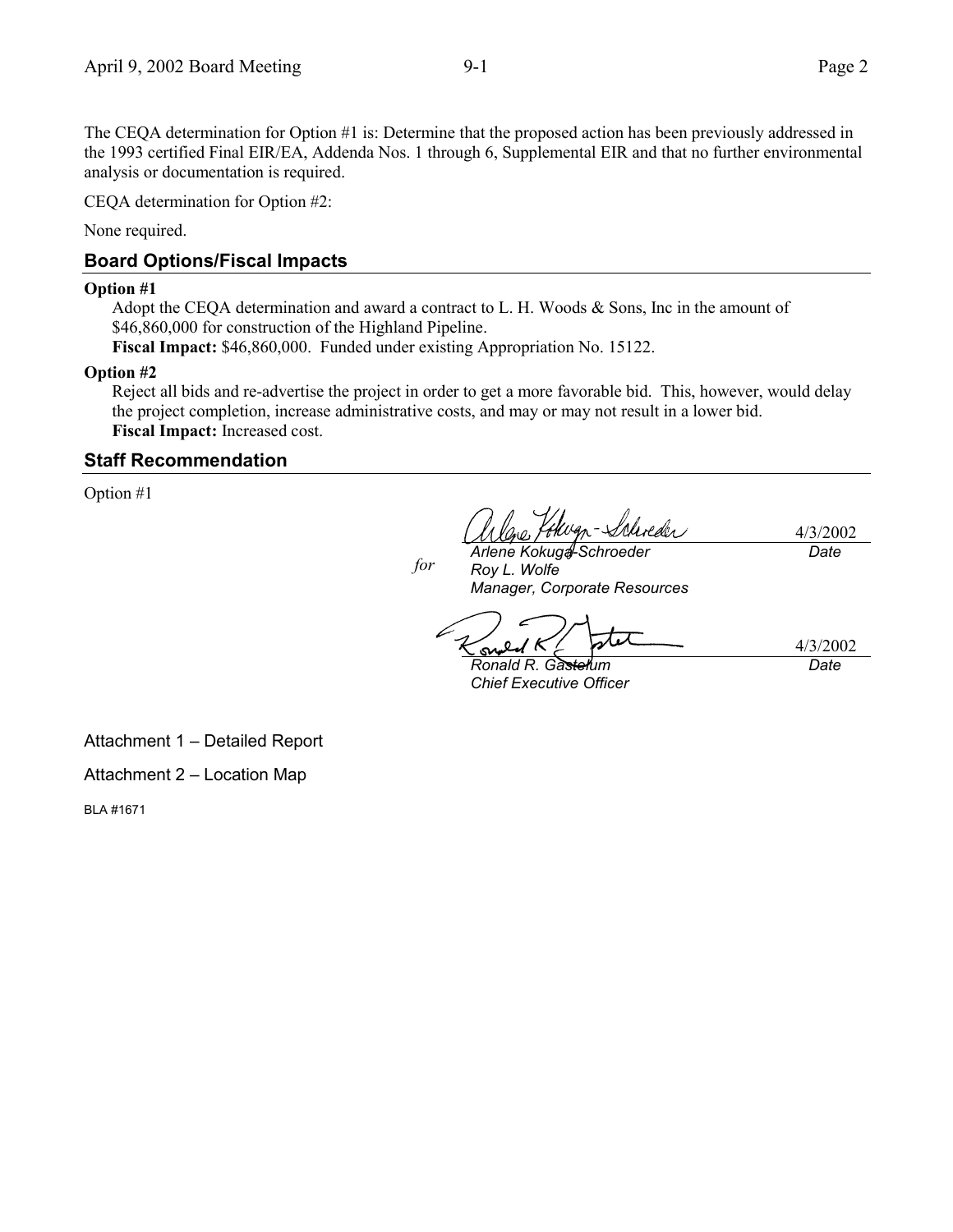The CEQA determination for Option #1 is: Determine that the proposed action has been previously addressed in the 1993 certified Final EIR/EA, Addenda Nos. 1 through 6, Supplemental EIR and that no further environmental analysis or documentation is required.

CEQA determination for Option #2:

None required.

## Board Options/Fiscal Impacts

**Option #1**

Adopt the CEQA determination and award a contract to L. H. Woods & Sons, Inc in the amount of $46,860,000 for construction of the Highland Pipeline.
**Fiscal Impact:** $46,860,000. Funded under existing Appropriation No. 15122.

**Option #2**

Reject all bids and re-advertise the project in order to get a more favorable bid. This, however, would delay the project completion, increase administrative costs, and may or may not result in a lower bid.
**Fiscal Impact:** Increased cost.

## Staff Recommendation

Option #1

*for* *Arlene Kokuga-Schroeder* — 4/3/2002 (*Date*)
*Roy L. Wolfe*
*Manager, Corporate Resources*

*Ronald R. Gastelum* — 4/3/2002 (*Date*)
*Chief Executive Officer*

Attachment 1 – Detailed Report

Attachment 2 – Location Map

BLA #1671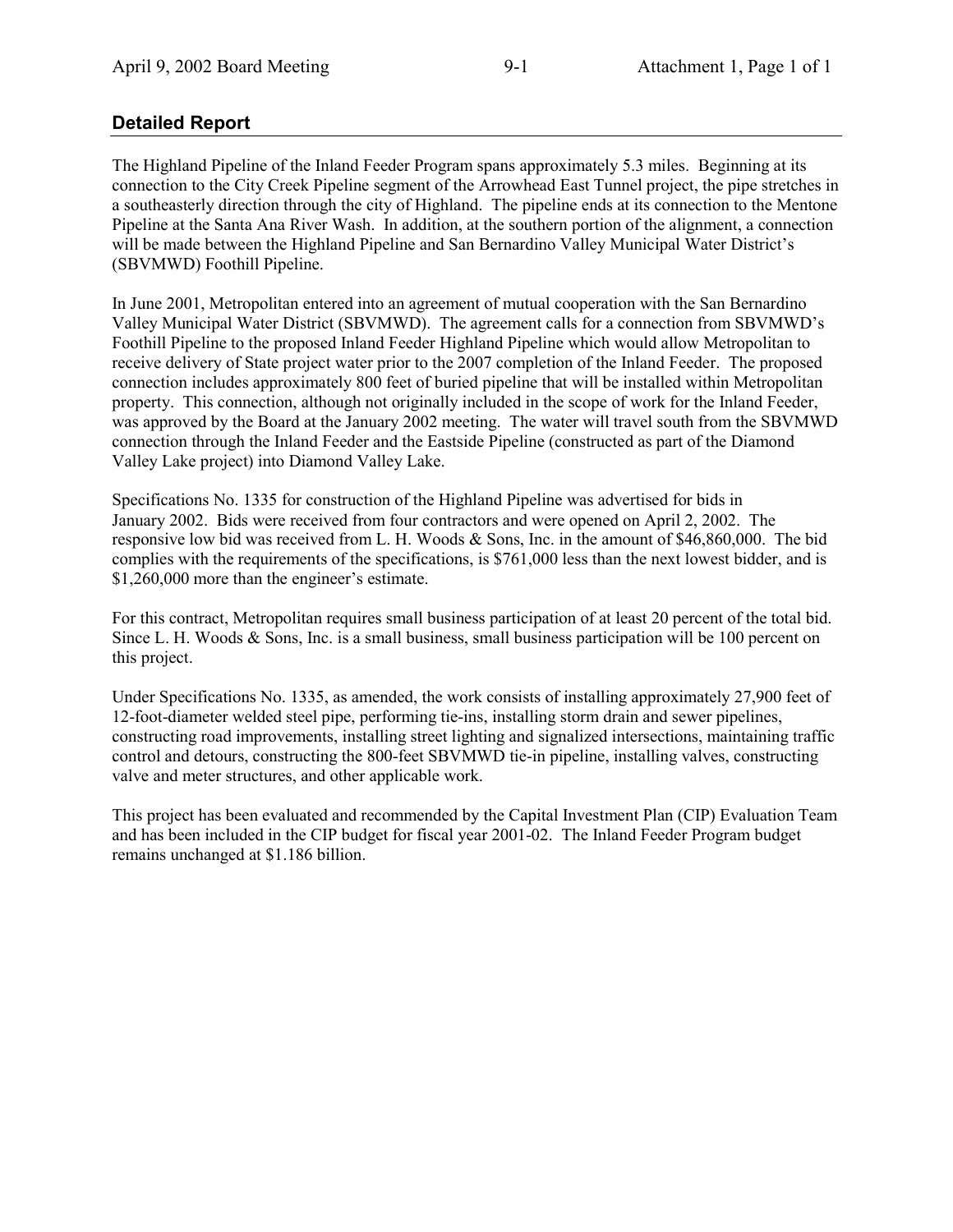## Detailed Report

The Highland Pipeline of the Inland Feeder Program spans approximately 5.3 miles. Beginning at its connection to the City Creek Pipeline segment of the Arrowhead East Tunnel project, the pipe stretches in a southeasterly direction through the city of Highland. The pipeline ends at its connection to the Mentone Pipeline at the Santa Ana River Wash. In addition, at the southern portion of the alignment, a connection will be made between the Highland Pipeline and San Bernardino Valley Municipal Water District's (SBVMWD) Foothill Pipeline.

In June 2001, Metropolitan entered into an agreement of mutual cooperation with the San Bernardino Valley Municipal Water District (SBVMWD). The agreement calls for a connection from SBVMWD's Foothill Pipeline to the proposed Inland Feeder Highland Pipeline which would allow Metropolitan to receive delivery of State project water prior to the 2007 completion of the Inland Feeder. The proposed connection includes approximately 800 feet of buried pipeline that will be installed within Metropolitan property. This connection, although not originally included in the scope of work for the Inland Feeder, was approved by the Board at the January 2002 meeting. The water will travel south from the SBVMWD connection through the Inland Feeder and the Eastside Pipeline (constructed as part of the Diamond Valley Lake project) into Diamond Valley Lake.

Specifications No. 1335 for construction of the Highland Pipeline was advertised for bids in January 2002. Bids were received from four contractors and were opened on April 2, 2002. The responsive low bid was received from L. H. Woods & Sons, Inc. in the amount of $46,860,000. The bid complies with the requirements of the specifications, is $761,000 less than the next lowest bidder, and is $1,260,000 more than the engineer's estimate.

For this contract, Metropolitan requires small business participation of at least 20 percent of the total bid. Since L. H. Woods & Sons, Inc. is a small business, small business participation will be 100 percent on this project.

Under Specifications No. 1335, as amended, the work consists of installing approximately 27,900 feet of 12-foot-diameter welded steel pipe, performing tie-ins, installing storm drain and sewer pipelines, constructing road improvements, installing street lighting and signalized intersections, maintaining traffic control and detours, constructing the 800-feet SBVMWD tie-in pipeline, installing valves, constructing valve and meter structures, and other applicable work.

This project has been evaluated and recommended by the Capital Investment Plan (CIP) Evaluation Team and has been included in the CIP budget for fiscal year 2001-02. The Inland Feeder Program budget remains unchanged at $1.186 billion.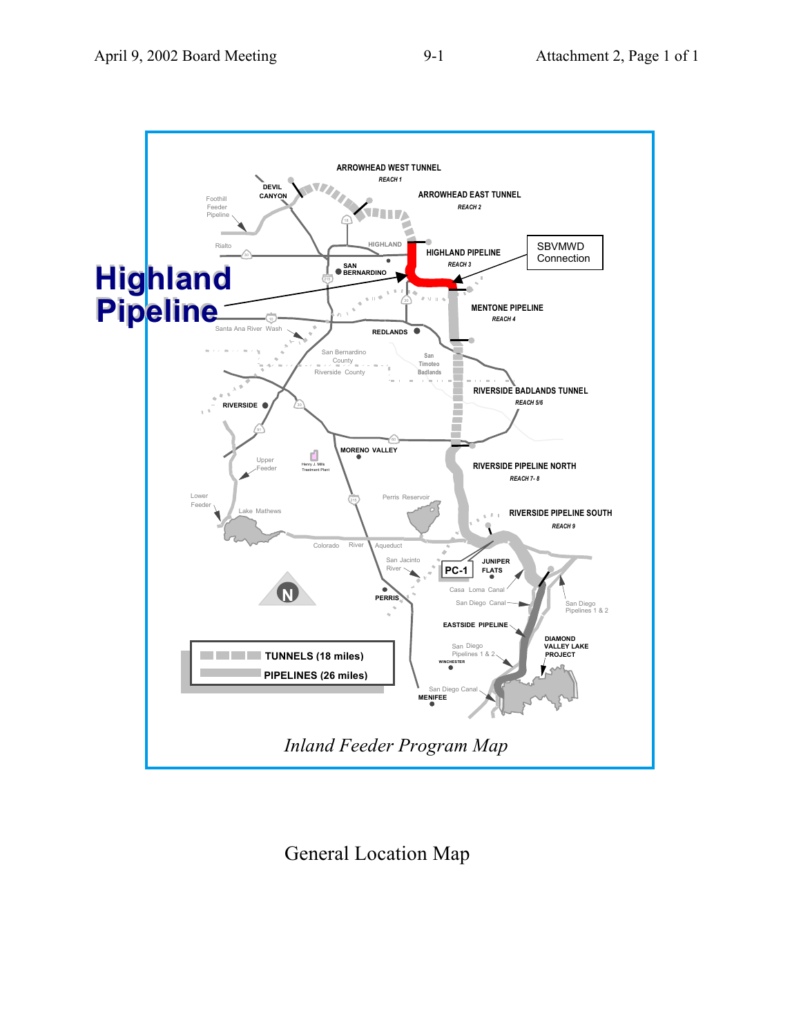**Highland Pipeline**

SBVMWD Connection

ARROWHEAD WEST TUNNEL
REACH 1

ARROWHEAD EAST TUNNEL
REACH 2

HIGHLAND PIPELINE
REACH 3

MENTONE PIPELINE
REACH 4

RIVERSIDE BADLANDS TUNNEL
REACH 5/6

RIVERSIDE PIPELINE NORTH
REACH 7- 8

RIVERSIDE PIPELINE SOUTH
REACH 9

PC-1

JUNIPER FLATS

EASTSIDE PIPELINE

DIAMOND VALLEY LAKE PROJECT

DEVIL CANYON

Foothill Feeder Pipeline

Rialto

HIGHLAND

SAN BERNARDINO

Santa Ana River Wash

REDLANDS

San Bernardino County

Riverside County

San Timoteo Badlands

RIVERSIDE

MORENO VALLEY

Upper Feeder

Henry J. Mills Treatment Plant

Lower Feeder

Lake Mathews

Perris Reservoir

Colorado River Aqueduct

San Jacinto River

PERRIS

Casa Loma Canal

San Diego Canal

San Diego Pipelines 1 & 2

San Diego Pipelines 1 & 2

WINCHESTER

San Diego Canal

MENIFEE

N

TUNNELS (18 miles)

PIPELINES (26 miles)

*Inland Feeder Program Map*

General Location Map